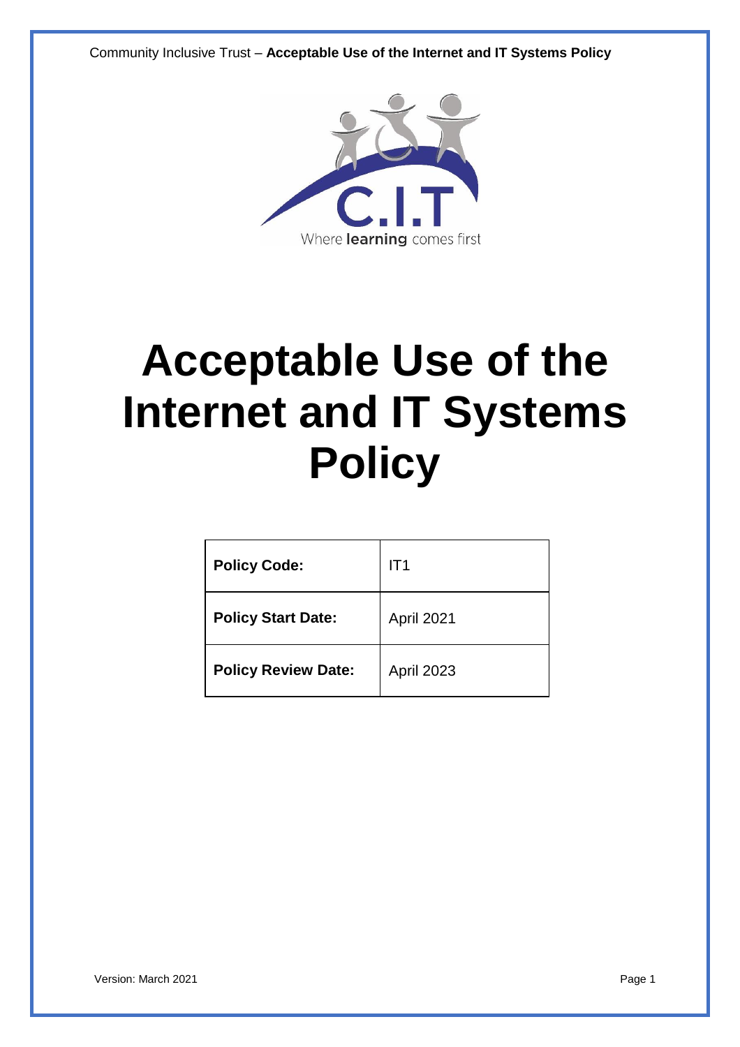# Acceptable Use of the Internet and IT Systems Policy

| Policy Code: | IT1 |
|---|---|
| Policy Start Date: | April 2021 |
| Policy Review Date: | April 2023 |

Version: March 2021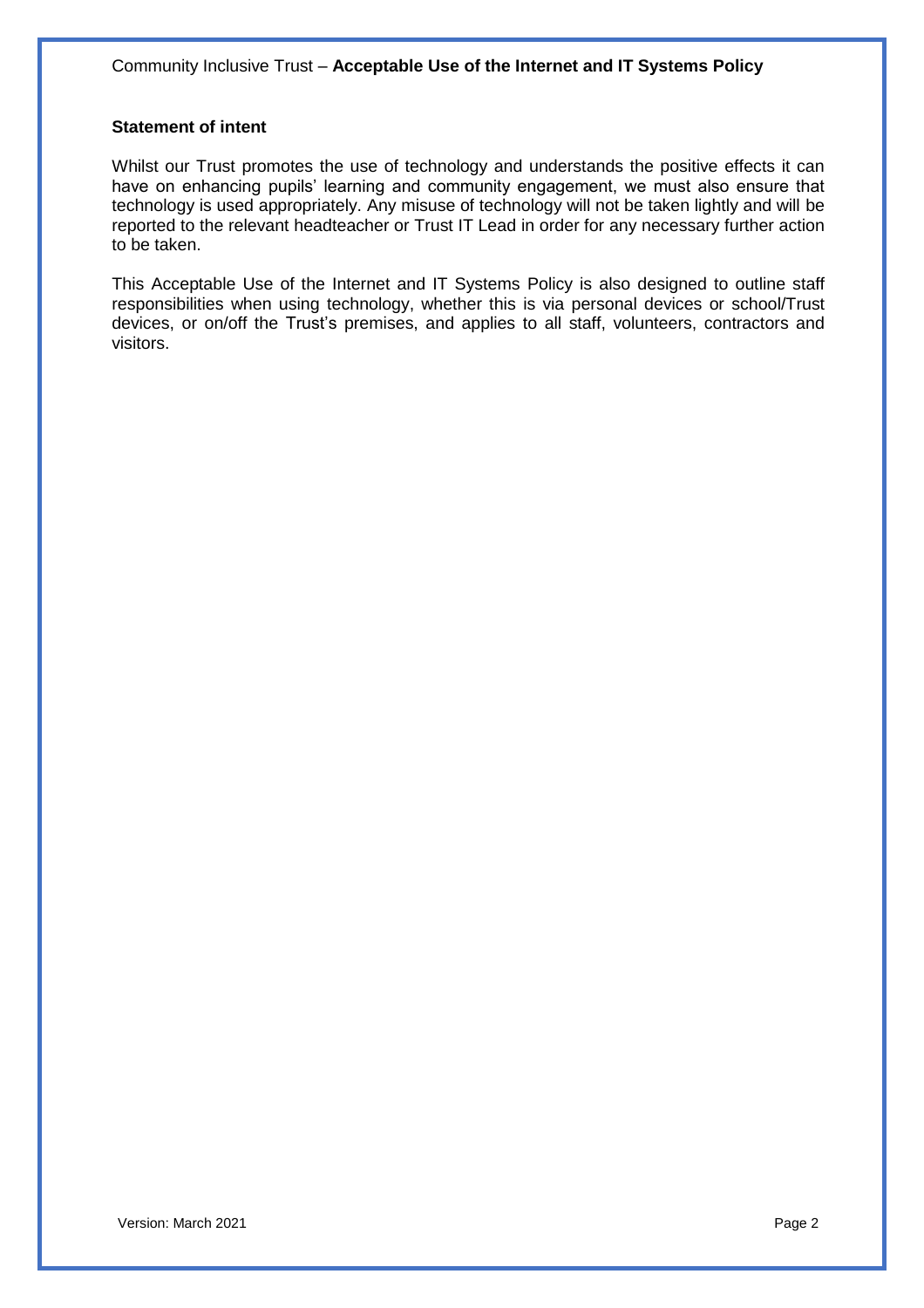## Statement of intent

Whilst our Trust promotes the use of technology and understands the positive effects it can have on enhancing pupils' learning and community engagement, we must also ensure that technology is used appropriately. Any misuse of technology will not be taken lightly and will be reported to the relevant headteacher or Trust IT Lead in order for any necessary further action to be taken.

This Acceptable Use of the Internet and IT Systems Policy is also designed to outline staff responsibilities when using technology, whether this is via personal devices or school/Trust devices, or on/off the Trust's premises, and applies to all staff, volunteers, contractors and visitors.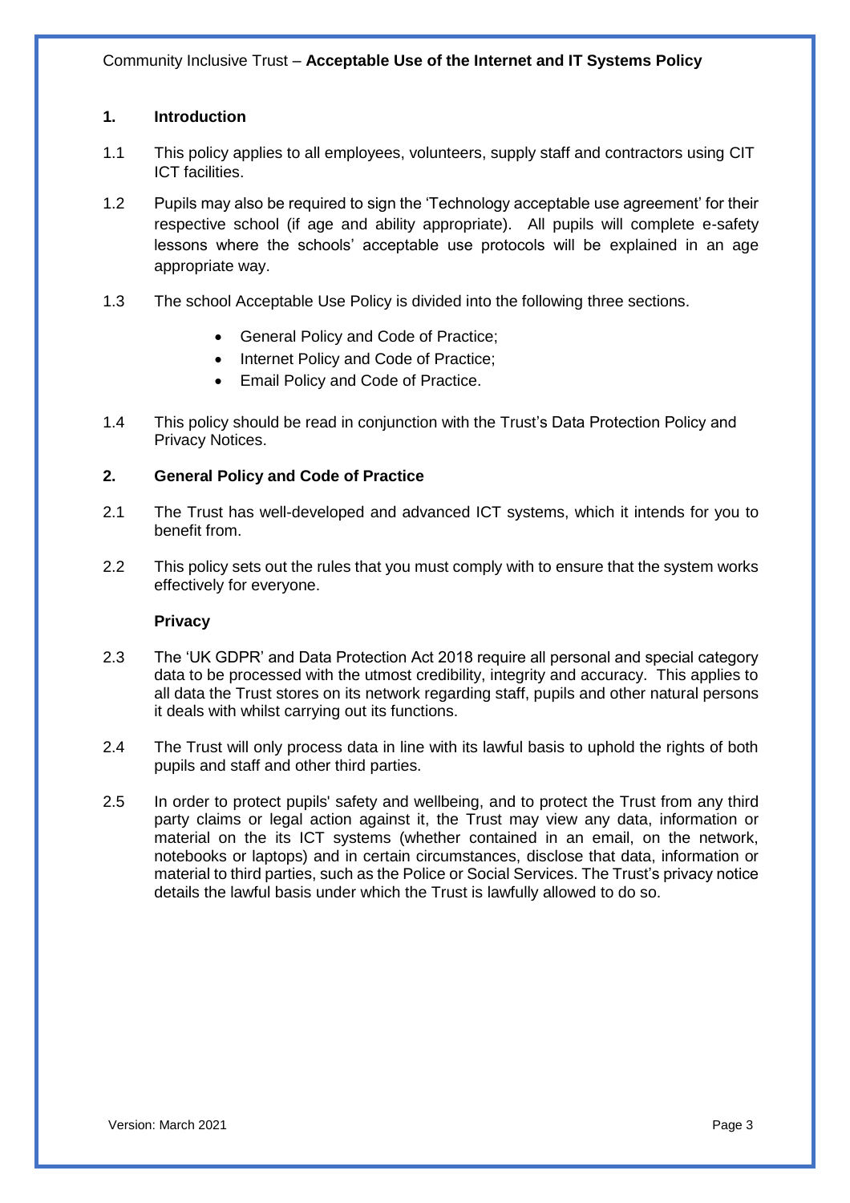## 1. Introduction

1.1 This policy applies to all employees, volunteers, supply staff and contractors using CIT ICT facilities.

1.2 Pupils may also be required to sign the 'Technology acceptable use agreement' for their respective school (if age and ability appropriate). All pupils will complete e-safety lessons where the schools' acceptable use protocols will be explained in an age appropriate way.

1.3 The school Acceptable Use Policy is divided into the following three sections.

- General Policy and Code of Practice;
- Internet Policy and Code of Practice;
- Email Policy and Code of Practice.

1.4 This policy should be read in conjunction with the Trust's Data Protection Policy and Privacy Notices.

## 2. General Policy and Code of Practice

2.1 The Trust has well-developed and advanced ICT systems, which it intends for you to benefit from.

2.2 This policy sets out the rules that you must comply with to ensure that the system works effectively for everyone.

### Privacy

2.3 The 'UK GDPR' and Data Protection Act 2018 require all personal and special category data to be processed with the utmost credibility, integrity and accuracy. This applies to all data the Trust stores on its network regarding staff, pupils and other natural persons it deals with whilst carrying out its functions.

2.4 The Trust will only process data in line with its lawful basis to uphold the rights of both pupils and staff and other third parties.

2.5 In order to protect pupils' safety and wellbeing, and to protect the Trust from any third party claims or legal action against it, the Trust may view any data, information or material on the its ICT systems (whether contained in an email, on the network, notebooks or laptops) and in certain circumstances, disclose that data, information or material to third parties, such as the Police or Social Services. The Trust's privacy notice details the lawful basis under which the Trust is lawfully allowed to do so.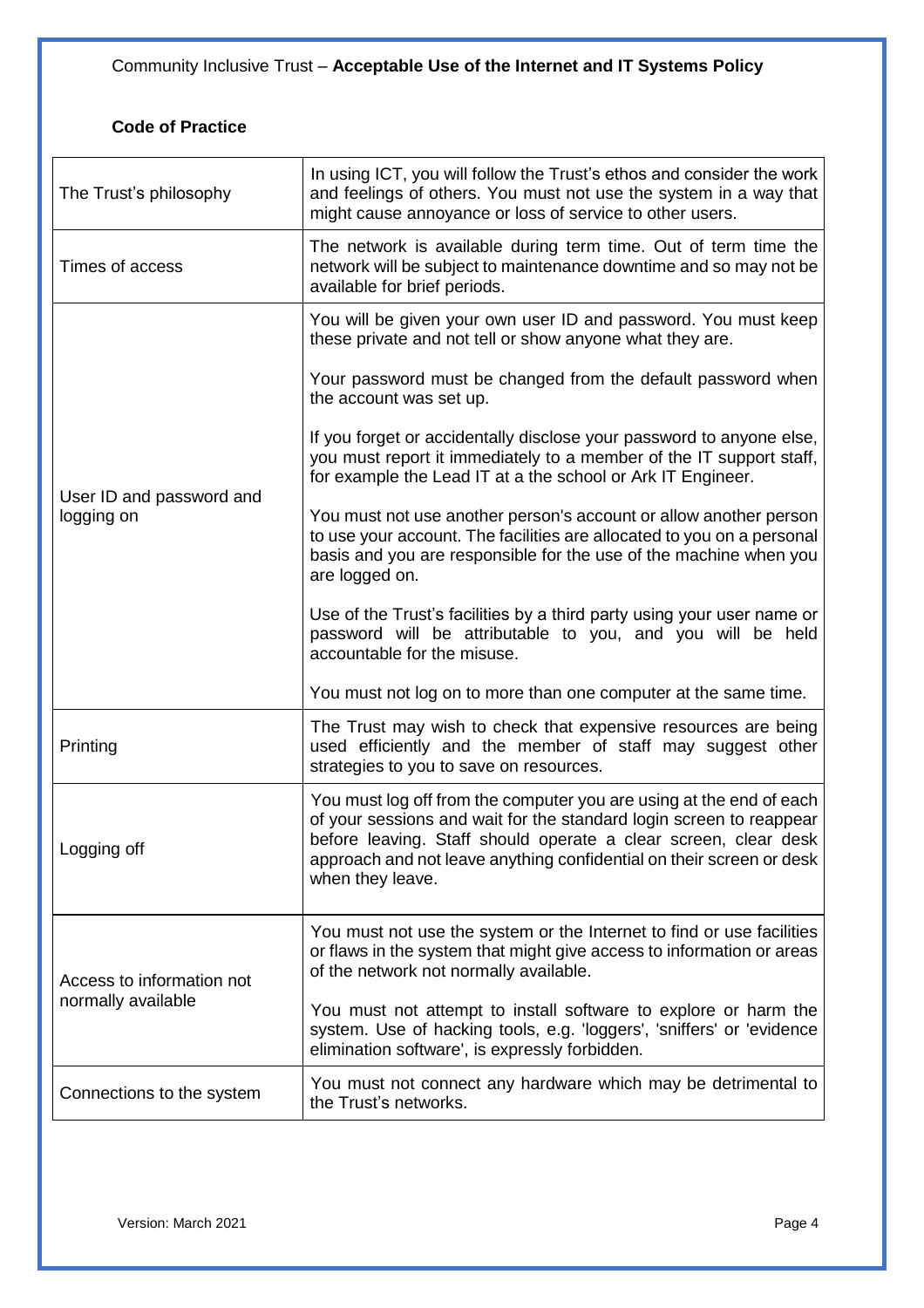## Code of Practice

| | |
|---|---|
| The Trust's philosophy | In using ICT, you will follow the Trust's ethos and consider the work and feelings of others. You must not use the system in a way that might cause annoyance or loss of service to other users. |
| Times of access | The network is available during term time. Out of term time the network will be subject to maintenance downtime and so may not be available for brief periods. |
| User ID and password and logging on | You will be given your own user ID and password. You must keep these private and not tell or show anyone what they are.<br><br>Your password must be changed from the default password when the account was set up.<br><br>If you forget or accidentally disclose your password to anyone else, you must report it immediately to a member of the IT support staff, for example the Lead IT at a the school or Ark IT Engineer.<br><br>You must not use another person's account or allow another person to use your account. The facilities are allocated to you on a personal basis and you are responsible for the use of the machine when you are logged on.<br><br>Use of the Trust's facilities by a third party using your user name or password will be attributable to you, and you will be held accountable for the misuse.<br><br>You must not log on to more than one computer at the same time. |
| Printing | The Trust may wish to check that expensive resources are being used efficiently and the member of staff may suggest other strategies to you to save on resources. |
| Logging off | You must log off from the computer you are using at the end of each of your sessions and wait for the standard login screen to reappear before leaving. Staff should operate a clear screen, clear desk approach and not leave anything confidential on their screen or desk when they leave. |
| Access to information not normally available | You must not use the system or the Internet to find or use facilities or flaws in the system that might give access to information or areas of the network not normally available.<br><br>You must not attempt to install software to explore or harm the system. Use of hacking tools, e.g. 'loggers', 'sniffers' or 'evidence elimination software', is expressly forbidden. |
| Connections to the system | You must not connect any hardware which may be detrimental to the Trust's networks. |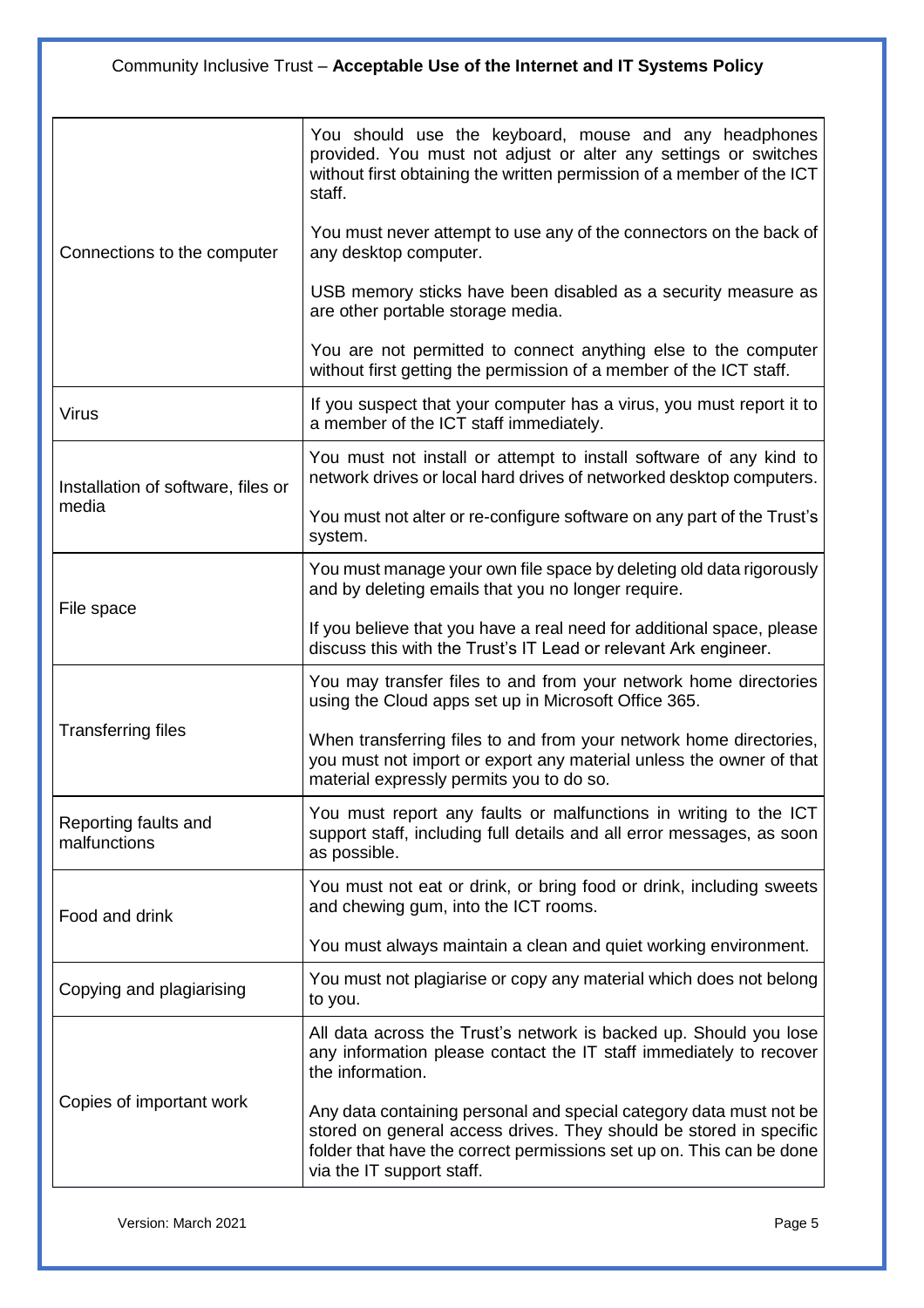| | |
|---|---|
| Connections to the computer | You should use the keyboard, mouse and any headphones provided. You must not adjust or alter any settings or switches without first obtaining the written permission of a member of the ICT staff.<br><br>You must never attempt to use any of the connectors on the back of any desktop computer.<br><br>USB memory sticks have been disabled as a security measure as are other portable storage media.<br><br>You are not permitted to connect anything else to the computer without first getting the permission of a member of the ICT staff. |
| Virus | If you suspect that your computer has a virus, you must report it to a member of the ICT staff immediately. |
| Installation of software, files or media | You must not install or attempt to install software of any kind to network drives or local hard drives of networked desktop computers.<br><br>You must not alter or re-configure software on any part of the Trust's system. |
| File space | You must manage your own file space by deleting old data rigorously and by deleting emails that you no longer require.<br><br>If you believe that you have a real need for additional space, please discuss this with the Trust's IT Lead or relevant Ark engineer. |
| Transferring files | You may transfer files to and from your network home directories using the Cloud apps set up in Microsoft Office 365.<br><br>When transferring files to and from your network home directories, you must not import or export any material unless the owner of that material expressly permits you to do so. |
| Reporting faults and malfunctions | You must report any faults or malfunctions in writing to the ICT support staff, including full details and all error messages, as soon as possible. |
| Food and drink | You must not eat or drink, or bring food or drink, including sweets and chewing gum, into the ICT rooms.<br><br>You must always maintain a clean and quiet working environment. |
| Copying and plagiarising | You must not plagiarise or copy any material which does not belong to you. |
| Copies of important work | All data across the Trust's network is backed up. Should you lose any information please contact the IT staff immediately to recover the information.<br><br>Any data containing personal and special category data must not be stored on general access drives. They should be stored in specific folder that have the correct permissions set up on. This can be done via the IT support staff. |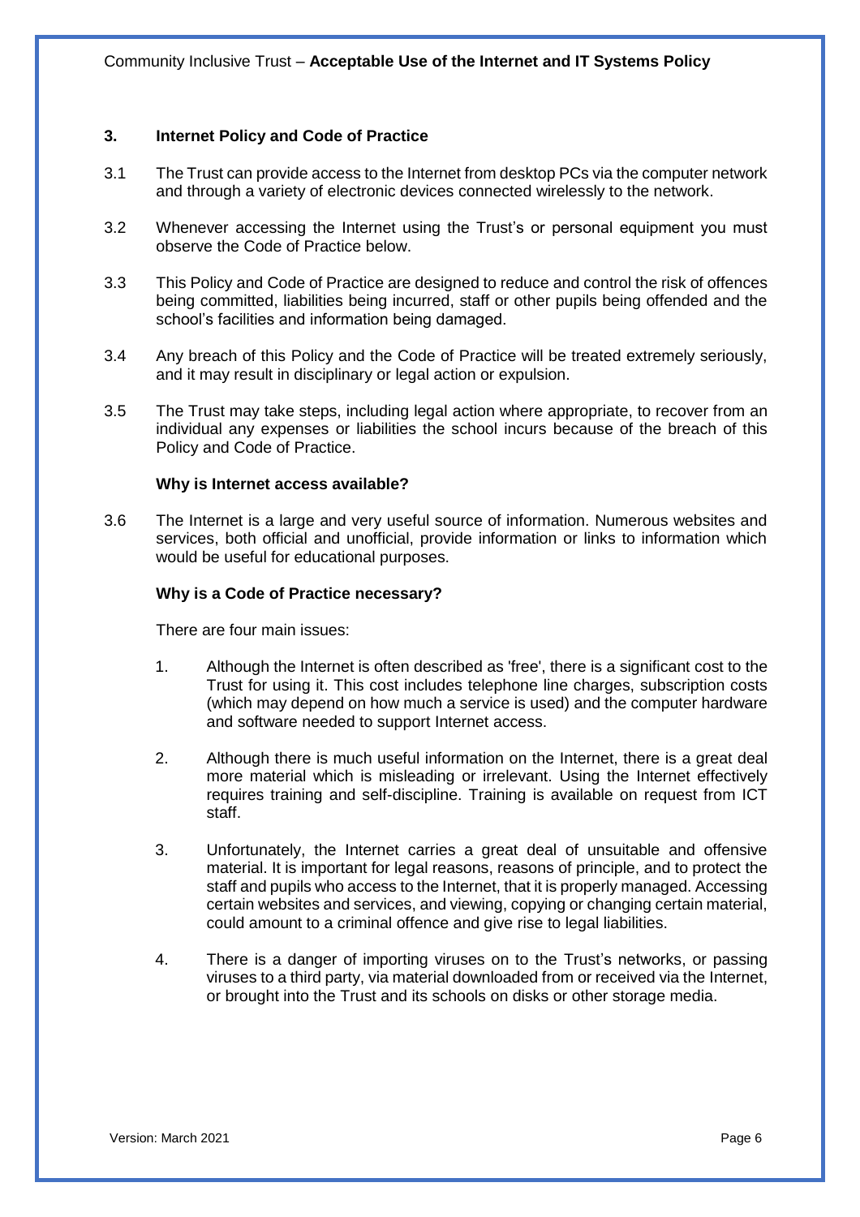## 3. Internet Policy and Code of Practice

3.1 The Trust can provide access to the Internet from desktop PCs via the computer network and through a variety of electronic devices connected wirelessly to the network.

3.2 Whenever accessing the Internet using the Trust's or personal equipment you must observe the Code of Practice below.

3.3 This Policy and Code of Practice are designed to reduce and control the risk of offences being committed, liabilities being incurred, staff or other pupils being offended and the school's facilities and information being damaged.

3.4 Any breach of this Policy and the Code of Practice will be treated extremely seriously, and it may result in disciplinary or legal action or expulsion.

3.5 The Trust may take steps, including legal action where appropriate, to recover from an individual any expenses or liabilities the school incurs because of the breach of this Policy and Code of Practice.

### Why is Internet access available?

3.6 The Internet is a large and very useful source of information. Numerous websites and services, both official and unofficial, provide information or links to information which would be useful for educational purposes.

### Why is a Code of Practice necessary?

There are four main issues:

1. Although the Internet is often described as 'free', there is a significant cost to the Trust for using it. This cost includes telephone line charges, subscription costs (which may depend on how much a service is used) and the computer hardware and software needed to support Internet access.

2. Although there is much useful information on the Internet, there is a great deal more material which is misleading or irrelevant. Using the Internet effectively requires training and self-discipline. Training is available on request from ICT staff.

3. Unfortunately, the Internet carries a great deal of unsuitable and offensive material. It is important for legal reasons, reasons of principle, and to protect the staff and pupils who access to the Internet, that it is properly managed. Accessing certain websites and services, and viewing, copying or changing certain material, could amount to a criminal offence and give rise to legal liabilities.

4. There is a danger of importing viruses on to the Trust's networks, or passing viruses to a third party, via material downloaded from or received via the Internet, or brought into the Trust and its schools on disks or other storage media.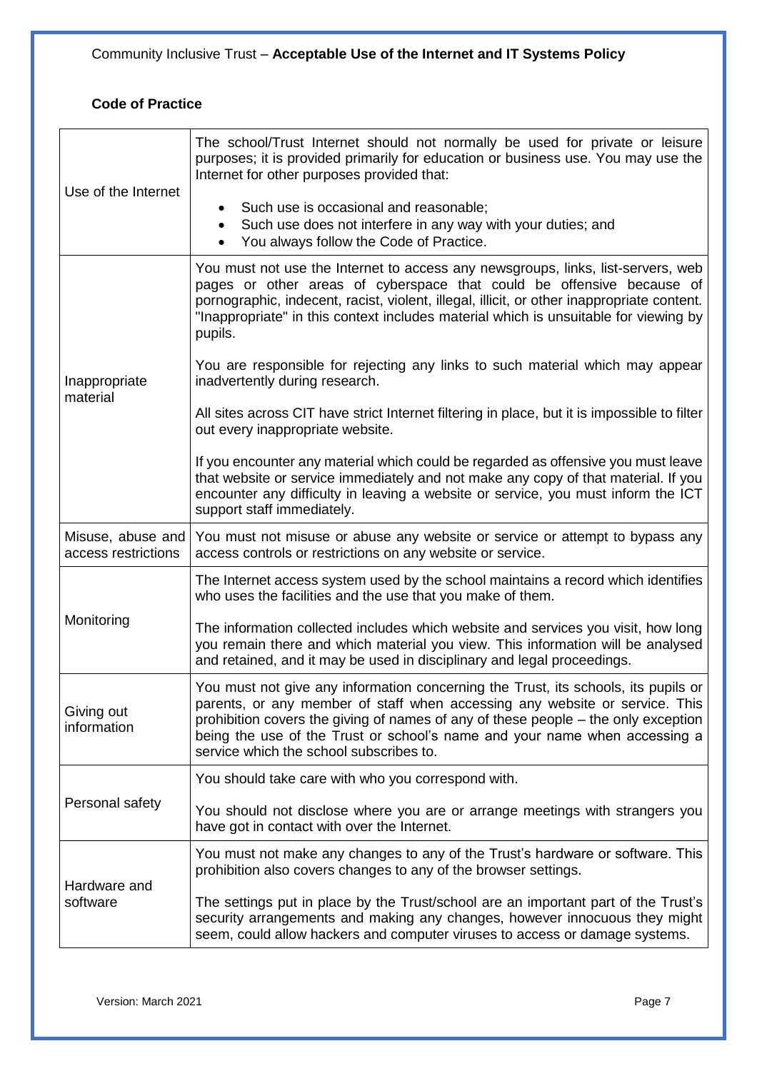## Code of Practice

| | |
|---|---|
| Use of the Internet | The school/Trust Internet should not normally be used for private or leisure purposes; it is provided primarily for education or business use. You may use the Internet for other purposes provided that:<br>• Such use is occasional and reasonable;<br>• Such use does not interfere in any way with your duties; and<br>• You always follow the Code of Practice. |
| Inappropriate material | You must not use the Internet to access any newsgroups, links, list-servers, web pages or other areas of cyberspace that could be offensive because of pornographic, indecent, racist, violent, illegal, illicit, or other inappropriate content. "Inappropriate" in this context includes material which is unsuitable for viewing by pupils.<br><br>You are responsible for rejecting any links to such material which may appear inadvertently during research.<br><br>All sites across CIT have strict Internet filtering in place, but it is impossible to filter out every inappropriate website.<br><br>If you encounter any material which could be regarded as offensive you must leave that website or service immediately and not make any copy of that material. If you encounter any difficulty in leaving a website or service, you must inform the ICT support staff immediately. |
| Misuse, abuse and access restrictions | You must not misuse or abuse any website or service or attempt to bypass any access controls or restrictions on any website or service. |
| Monitoring | The Internet access system used by the school maintains a record which identifies who uses the facilities and the use that you make of them.<br><br>The information collected includes which website and services you visit, how long you remain there and which material you view. This information will be analysed and retained, and it may be used in disciplinary and legal proceedings. |
| Giving out information | You must not give any information concerning the Trust, its schools, its pupils or parents, or any member of staff when accessing any website or service. This prohibition covers the giving of names of any of these people – the only exception being the use of the Trust or school's name and your name when accessing a service which the school subscribes to. |
| Personal safety | You should take care with who you correspond with.<br><br>You should not disclose where you are or arrange meetings with strangers you have got in contact with over the Internet. |
| Hardware and software | You must not make any changes to any of the Trust's hardware or software. This prohibition also covers changes to any of the browser settings.<br><br>The settings put in place by the Trust/school are an important part of the Trust's security arrangements and making any changes, however innocuous they might seem, could allow hackers and computer viruses to access or damage systems. |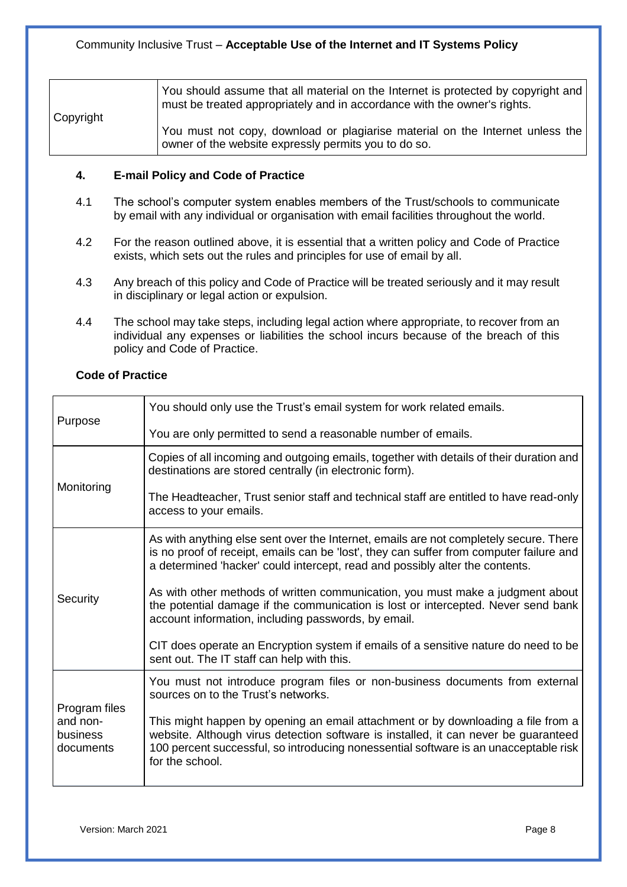| Copyright | You should assume that all material on the Internet is protected by copyright and must be treated appropriately and in accordance with the owner's rights.<br><br>You must not copy, download or plagiarise material on the Internet unless the owner of the website expressly permits you to do so. |
|---|---|

## 4. E-mail Policy and Code of Practice

4.1 The school's computer system enables members of the Trust/schools to communicate by email with any individual or organisation with email facilities throughout the world.

4.2 For the reason outlined above, it is essential that a written policy and Code of Practice exists, which sets out the rules and principles for use of email by all.

4.3 Any breach of this policy and Code of Practice will be treated seriously and it may result in disciplinary or legal action or expulsion.

4.4 The school may take steps, including legal action where appropriate, to recover from an individual any expenses or liabilities the school incurs because of the breach of this policy and Code of Practice.

**Code of Practice**

| | |
|---|---|
| Purpose | You should only use the Trust's email system for work related emails.<br><br>You are only permitted to send a reasonable number of emails. |
| Monitoring | Copies of all incoming and outgoing emails, together with details of their duration and destinations are stored centrally (in electronic form).<br><br>The Headteacher, Trust senior staff and technical staff are entitled to have read-only access to your emails. |
| Security | As with anything else sent over the Internet, emails are not completely secure. There is no proof of receipt, emails can be 'lost', they can suffer from computer failure and a determined 'hacker' could intercept, read and possibly alter the contents.<br><br>As with other methods of written communication, you must make a judgment about the potential damage if the communication is lost or intercepted. Never send bank account information, including passwords, by email.<br><br>CIT does operate an Encryption system if emails of a sensitive nature do need to be sent out. The IT staff can help with this. |
| Program files and non-business documents | You must not introduce program files or non-business documents from external sources on to the Trust's networks.<br><br>This might happen by opening an email attachment or by downloading a file from a website. Although virus detection software is installed, it can never be guaranteed 100 percent successful, so introducing nonessential software is an unacceptable risk for the school. |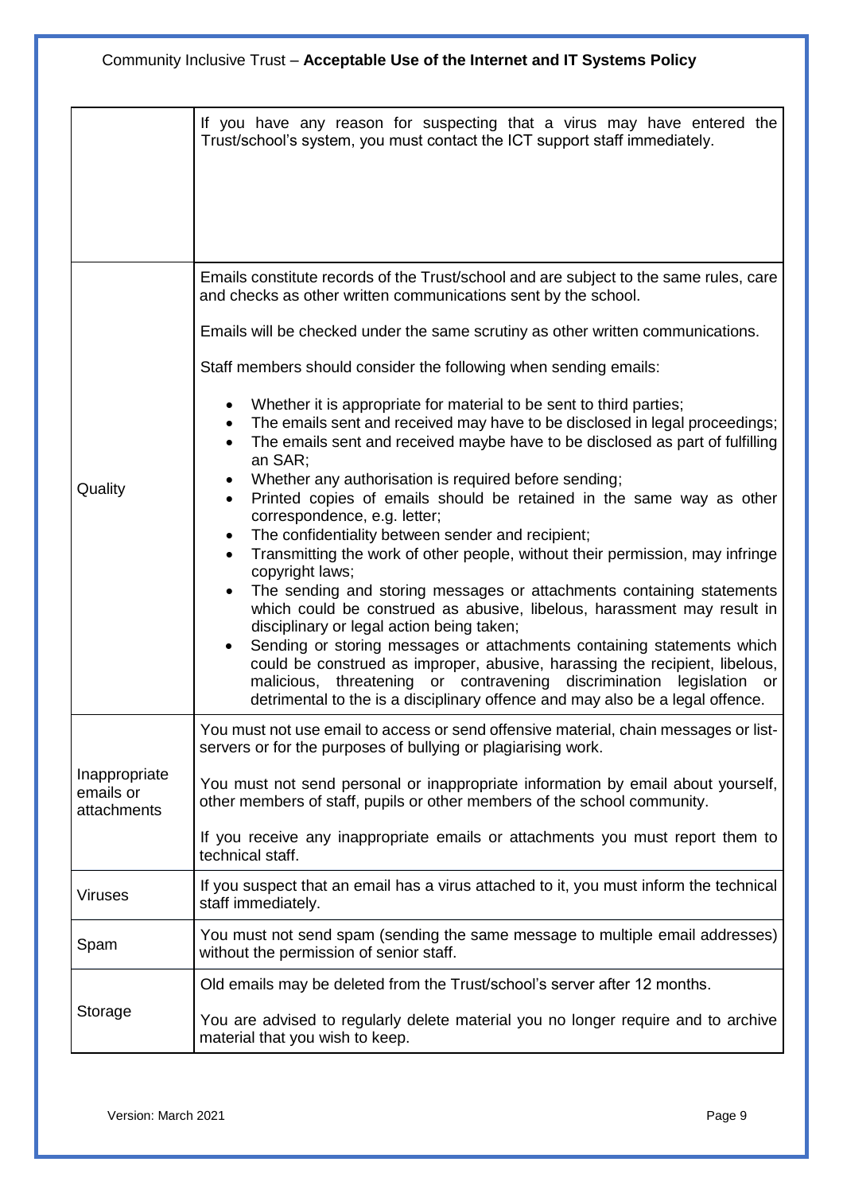| | |
|---|---|
| | If you have any reason for suspecting that a virus may have entered the Trust/school's system, you must contact the ICT support staff immediately. |
| Quality | Emails constitute records of the Trust/school and are subject to the same rules, care and checks as other written communications sent by the school.<br><br>Emails will be checked under the same scrutiny as other written communications.<br><br>Staff members should consider the following when sending emails:<br><br>• Whether it is appropriate for material to be sent to third parties;<br>• The emails sent and received may have to be disclosed in legal proceedings;<br>• The emails sent and received maybe have to be disclosed as part of fulfilling an SAR;<br>• Whether any authorisation is required before sending;<br>• Printed copies of emails should be retained in the same way as other correspondence, e.g. letter;<br>• The confidentiality between sender and recipient;<br>• Transmitting the work of other people, without their permission, may infringe copyright laws;<br>• The sending and storing messages or attachments containing statements which could be construed as abusive, libelous, harassment may result in disciplinary or legal action being taken;<br>• Sending or storing messages or attachments containing statements which could be construed as improper, abusive, harassing the recipient, libelous, malicious, threatening or contravening discrimination legislation or detrimental to the is a disciplinary offence and may also be a legal offence. |
| Inappropriate emails or attachments | You must not use email to access or send offensive material, chain messages or list-servers or for the purposes of bullying or plagiarising work.<br><br>You must not send personal or inappropriate information by email about yourself, other members of staff, pupils or other members of the school community.<br><br>If you receive any inappropriate emails or attachments you must report them to technical staff. |
| Viruses | If you suspect that an email has a virus attached to it, you must inform the technical staff immediately. |
| Spam | You must not send spam (sending the same message to multiple email addresses) without the permission of senior staff. |
| Storage | Old emails may be deleted from the Trust/school's server after 12 months.<br><br>You are advised to regularly delete material you no longer require and to archive material that you wish to keep. |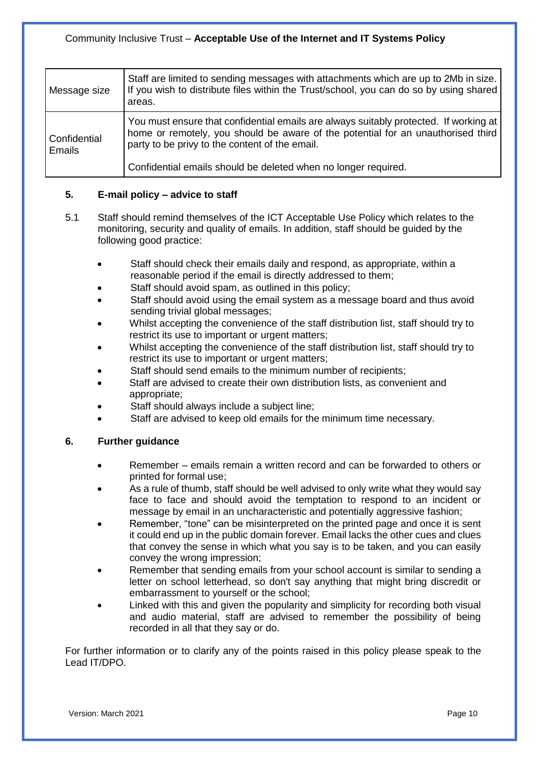| Message size | Staff are limited to sending messages with attachments which are up to 2Mb in size. If you wish to distribute files within the Trust/school, you can do so by using shared areas. |
|---|---|
| Confidential Emails | You must ensure that confidential emails are always suitably protected. If working at home or remotely, you should be aware of the potential for an unauthorised third party to be privy to the content of the email.<br><br>Confidential emails should be deleted when no longer required. |

## 5. E-mail policy – advice to staff

5.1 Staff should remind themselves of the ICT Acceptable Use Policy which relates to the monitoring, security and quality of emails. In addition, staff should be guided by the following good practice:

- Staff should check their emails daily and respond, as appropriate, within a reasonable period if the email is directly addressed to them;
- Staff should avoid spam, as outlined in this policy;
- Staff should avoid using the email system as a message board and thus avoid sending trivial global messages;
- Whilst accepting the convenience of the staff distribution list, staff should try to restrict its use to important or urgent matters;
- Whilst accepting the convenience of the staff distribution list, staff should try to restrict its use to important or urgent matters;
- Staff should send emails to the minimum number of recipients;
- Staff are advised to create their own distribution lists, as convenient and appropriate;
- Staff should always include a subject line;
- Staff are advised to keep old emails for the minimum time necessary.

## 6. Further guidance

- Remember – emails remain a written record and can be forwarded to others or printed for formal use;
- As a rule of thumb, staff should be well advised to only write what they would say face to face and should avoid the temptation to respond to an incident or message by email in an uncharacteristic and potentially aggressive fashion;
- Remember, "tone" can be misinterpreted on the printed page and once it is sent it could end up in the public domain forever. Email lacks the other cues and clues that convey the sense in which what you say is to be taken, and you can easily convey the wrong impression;
- Remember that sending emails from your school account is similar to sending a letter on school letterhead, so don't say anything that might bring discredit or embarrassment to yourself or the school;
- Linked with this and given the popularity and simplicity for recording both visual and audio material, staff are advised to remember the possibility of being recorded in all that they say or do.

For further information or to clarify any of the points raised in this policy please speak to the Lead IT/DPO.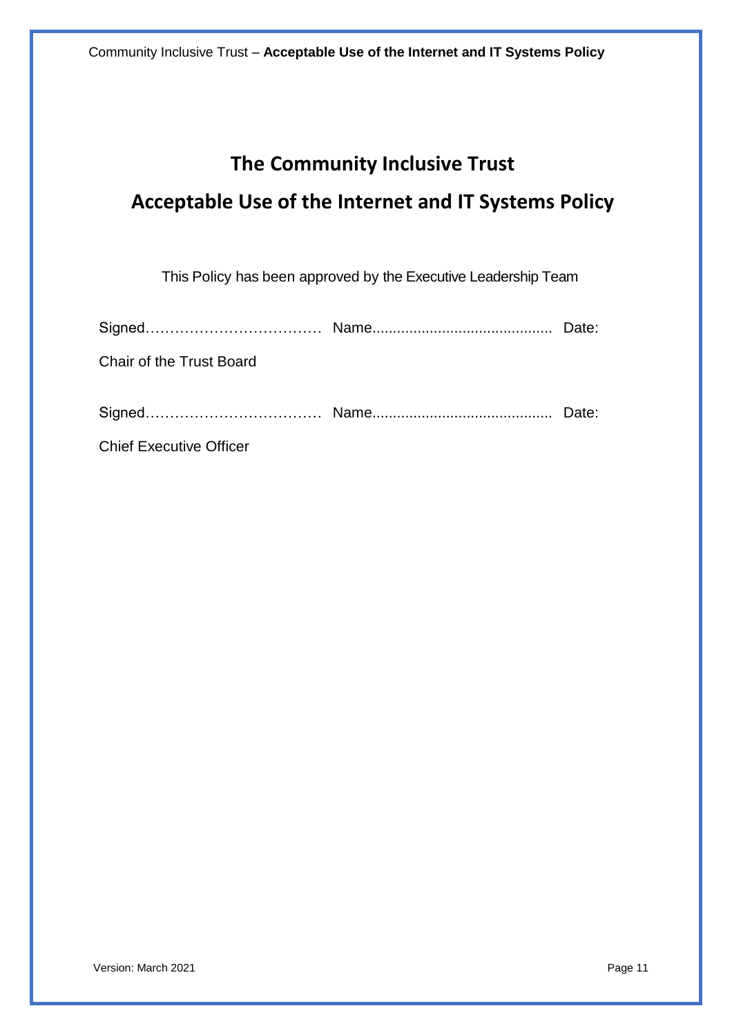# The Community Inclusive Trust

# Acceptable Use of the Internet and IT Systems Policy

This Policy has been approved by the Executive Leadership Team

Signed……………………………… Name........................................... Date:

Chair of the Trust Board

Signed……………………………… Name........................................... Date:

Chief Executive Officer

Version: March 2021